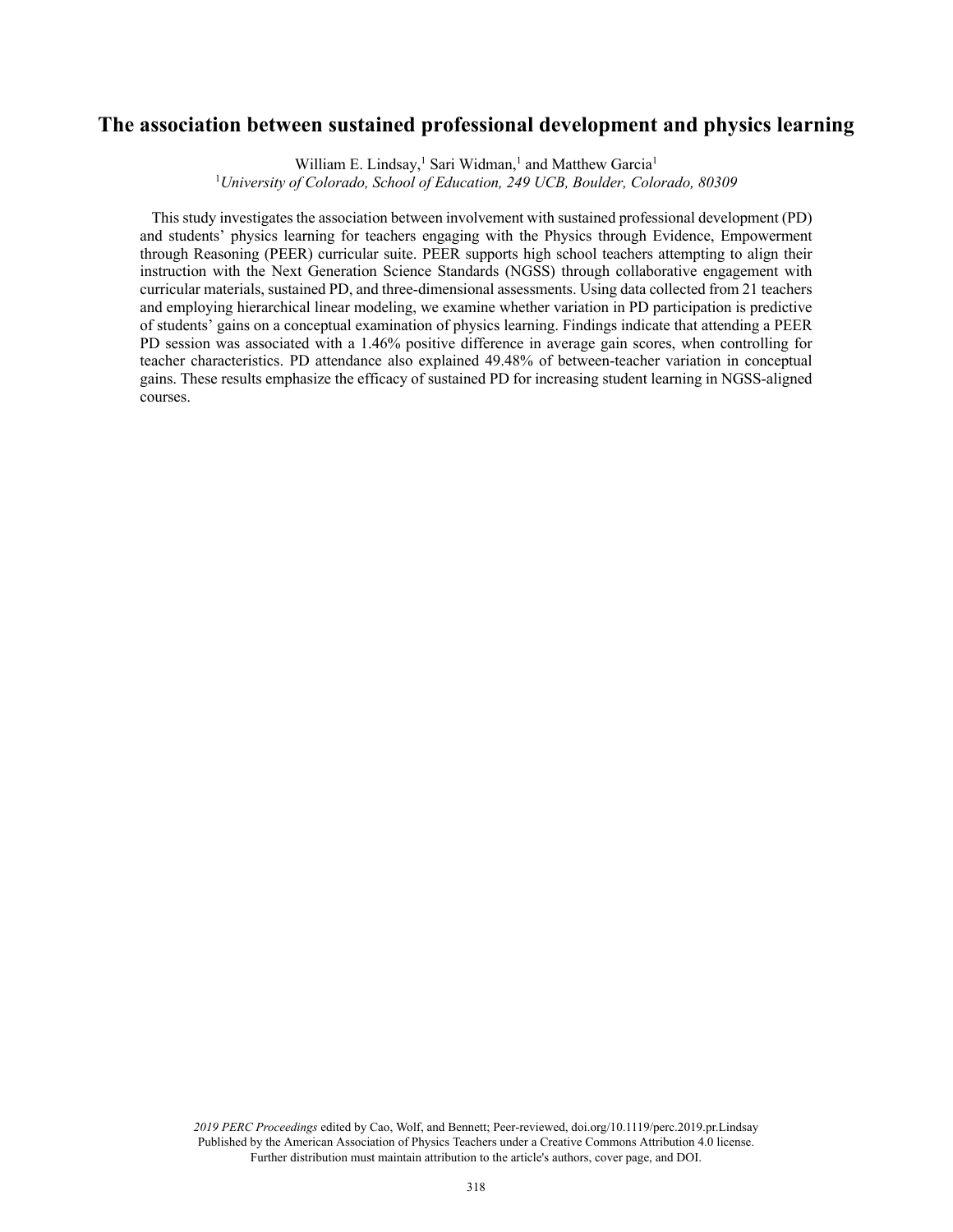# The association between sustained professional development and physics learning

William E. Lindsay,[1] Sari Widman,[1] and Matthew Garcia[1]

[1]*University of Colorado, School of Education, 249 UCB, Boulder, Colorado, 80309*

This study investigates the association between involvement with sustained professional development (PD) and students' physics learning for teachers engaging with the Physics through Evidence, Empowerment through Reasoning (PEER) curricular suite. PEER supports high school teachers attempting to align their instruction with the Next Generation Science Standards (NGSS) through collaborative engagement with curricular materials, sustained PD, and three-dimensional assessments. Using data collected from 21 teachers and employing hierarchical linear modeling, we examine whether variation in PD participation is predictive of students' gains on a conceptual examination of physics learning. Findings indicate that attending a PEER PD session was associated with a 1.46% positive difference in average gain scores, when controlling for teacher characteristics. PD attendance also explained 49.48% of between-teacher variation in conceptual gains. These results emphasize the efficacy of sustained PD for increasing student learning in NGSS-aligned courses.

*2019 PERC Proceedings* edited by Cao, Wolf, and Bennett; Peer-reviewed, doi.org/10.1119/perc.2019.pr.Lindsay
Published by the American Association of Physics Teachers under a Creative Commons Attribution 4.0 license.
Further distribution must maintain attribution to the article's authors, cover page, and DOI.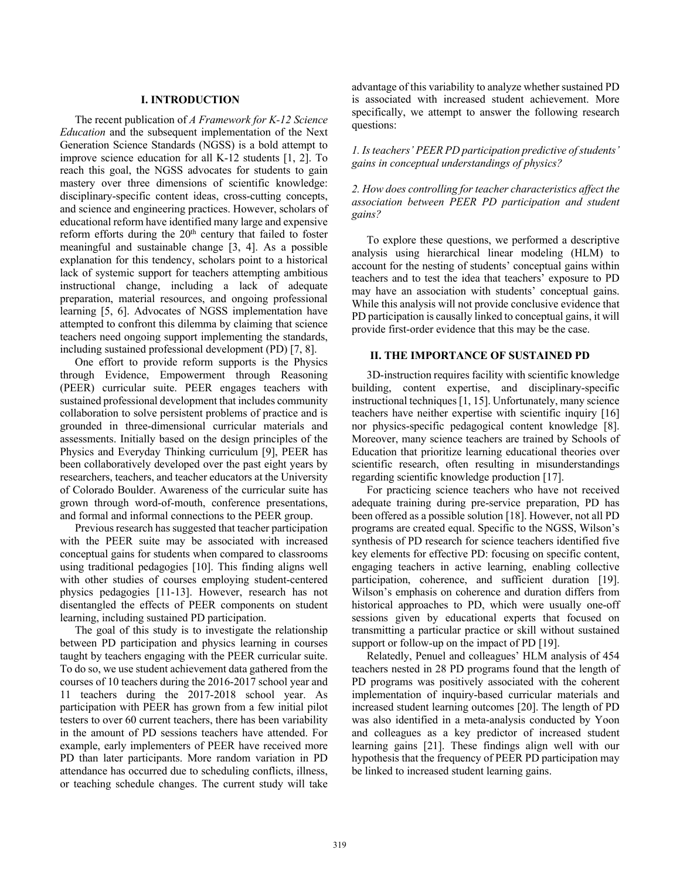## I. INTRODUCTION

The recent publication of *A Framework for K-12 Science Education* and the subsequent implementation of the Next Generation Science Standards (NGSS) is a bold attempt to improve science education for all K-12 students [1, 2]. To reach this goal, the NGSS advocates for students to gain mastery over three dimensions of scientific knowledge: disciplinary-specific content ideas, cross-cutting concepts, and science and engineering practices. However, scholars of educational reform have identified many large and expensive reform efforts during the 20th century that failed to foster meaningful and sustainable change [3, 4]. As a possible explanation for this tendency, scholars point to a historical lack of systemic support for teachers attempting ambitious instructional change, including a lack of adequate preparation, material resources, and ongoing professional learning [5, 6]. Advocates of NGSS implementation have attempted to confront this dilemma by claiming that science teachers need ongoing support implementing the standards, including sustained professional development (PD) [7, 8].

One effort to provide reform supports is the Physics through Evidence, Empowerment through Reasoning (PEER) curricular suite. PEER engages teachers with sustained professional development that includes community collaboration to solve persistent problems of practice and is grounded in three-dimensional curricular materials and assessments. Initially based on the design principles of the Physics and Everyday Thinking curriculum [9], PEER has been collaboratively developed over the past eight years by researchers, teachers, and teacher educators at the University of Colorado Boulder. Awareness of the curricular suite has grown through word-of-mouth, conference presentations, and formal and informal connections to the PEER group.

Previous research has suggested that teacher participation with the PEER suite may be associated with increased conceptual gains for students when compared to classrooms using traditional pedagogies [10]. This finding aligns well with other studies of courses employing student-centered physics pedagogies [11-13]. However, research has not disentangled the effects of PEER components on student learning, including sustained PD participation.

The goal of this study is to investigate the relationship between PD participation and physics learning in courses taught by teachers engaging with the PEER curricular suite. To do so, we use student achievement data gathered from the courses of 10 teachers during the 2016-2017 school year and 11 teachers during the 2017-2018 school year. As participation with PEER has grown from a few initial pilot testers to over 60 current teachers, there has been variability in the amount of PD sessions teachers have attended. For example, early implementers of PEER have received more PD than later participants. More random variation in PD attendance has occurred due to scheduling conflicts, illness, or teaching schedule changes. The current study will take advantage of this variability to analyze whether sustained PD is associated with increased student achievement. More specifically, we attempt to answer the following research questions:

*1. Is teachers' PEER PD participation predictive of students' gains in conceptual understandings of physics?*

*2. How does controlling for teacher characteristics affect the association between PEER PD participation and student gains?*

To explore these questions, we performed a descriptive analysis using hierarchical linear modeling (HLM) to account for the nesting of students' conceptual gains within teachers and to test the idea that teachers' exposure to PD may have an association with students' conceptual gains. While this analysis will not provide conclusive evidence that PD participation is causally linked to conceptual gains, it will provide first-order evidence that this may be the case.

## II. THE IMPORTANCE OF SUSTAINED PD

3D-instruction requires facility with scientific knowledge building, content expertise, and disciplinary-specific instructional techniques [1, 15]. Unfortunately, many science teachers have neither expertise with scientific inquiry [16] nor physics-specific pedagogical content knowledge [8]. Moreover, many science teachers are trained by Schools of Education that prioritize learning educational theories over scientific research, often resulting in misunderstandings regarding scientific knowledge production [17].

For practicing science teachers who have not received adequate training during pre-service preparation, PD has been offered as a possible solution [18]. However, not all PD programs are created equal. Specific to the NGSS, Wilson's synthesis of PD research for science teachers identified five key elements for effective PD: focusing on specific content, engaging teachers in active learning, enabling collective participation, coherence, and sufficient duration [19]. Wilson's emphasis on coherence and duration differs from historical approaches to PD, which were usually one-off sessions given by educational experts that focused on transmitting a particular practice or skill without sustained support or follow-up on the impact of PD [19].

Relatedly, Penuel and colleagues' HLM analysis of 454 teachers nested in 28 PD programs found that the length of PD programs was positively associated with the coherent implementation of inquiry-based curricular materials and increased student learning outcomes [20]. The length of PD was also identified in a meta-analysis conducted by Yoon and colleagues as a key predictor of increased student learning gains [21]. These findings align well with our hypothesis that the frequency of PEER PD participation may be linked to increased student learning gains.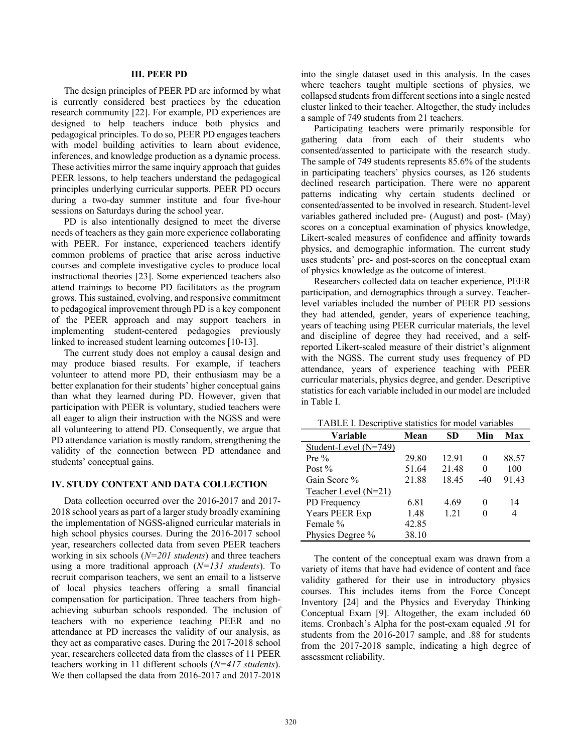## III. PEER PD

The design principles of PEER PD are informed by what is currently considered best practices by the education research community [22]. For example, PD experiences are designed to help teachers induce both physics and pedagogical principles. To do so, PEER PD engages teachers with model building activities to learn about evidence, inferences, and knowledge production as a dynamic process. These activities mirror the same inquiry approach that guides PEER lessons, to help teachers understand the pedagogical principles underlying curricular supports. PEER PD occurs during a two-day summer institute and four five-hour sessions on Saturdays during the school year.

PD is also intentionally designed to meet the diverse needs of teachers as they gain more experience collaborating with PEER. For instance, experienced teachers identify common problems of practice that arise across inductive courses and complete investigative cycles to produce local instructional theories [23]. Some experienced teachers also attend trainings to become PD facilitators as the program grows. This sustained, evolving, and responsive commitment to pedagogical improvement through PD is a key component of the PEER approach and may support teachers in implementing student-centered pedagogies previously linked to increased student learning outcomes [10-13].

The current study does not employ a causal design and may produce biased results. For example, if teachers volunteer to attend more PD, their enthusiasm may be a better explanation for their students' higher conceptual gains than what they learned during PD. However, given that participation with PEER is voluntary, studied teachers were all eager to align their instruction with the NGSS and were all volunteering to attend PD. Consequently, we argue that PD attendance variation is mostly random, strengthening the validity of the connection between PD attendance and students' conceptual gains.

## IV. STUDY CONTEXT AND DATA COLLECTION

Data collection occurred over the 2016-2017 and 2017-2018 school years as part of a larger study broadly examining the implementation of NGSS-aligned curricular materials in high school physics courses. During the 2016-2017 school year, researchers collected data from seven PEER teachers working in six schools (*N=201 students*) and three teachers using a more traditional approach (*N=131 students*). To recruit comparison teachers, we sent an email to a listserv of local physics teachers offering a small financial compensation for participation. Three teachers from high-achieving suburban schools responded. The inclusion of teachers with no experience teaching PEER and no attendance at PD increases the validity of our analysis, as they act as comparative cases. During the 2017-2018 school year, researchers collected data from the classes of 11 PEER teachers working in 11 different schools (*N=417 students*). We then collapsed the data from 2016-2017 and 2017-2018 into the single dataset used in this analysis. In the cases where teachers taught multiple sections of physics, we collapsed students from different sections into a single nested cluster linked to their teacher. Altogether, the study includes a sample of 749 students from 21 teachers.

Participating teachers were primarily responsible for gathering data from each of their students who consented/assented to participate with the research study. The sample of 749 students represents 85.6% of the students in participating teachers' physics courses, as 126 students declined research participation. There were no apparent patterns indicating why certain students declined or consented/assented to be involved in research. Student-level variables gathered included pre- (August) and post- (May) scores on a conceptual examination of physics knowledge, Likert-scaled measures of confidence and affinity towards physics, and demographic information. The current study uses students' pre- and post-scores on the conceptual exam of physics knowledge as the outcome of interest.

Researchers collected data on teacher experience, PEER participation, and demographics through a survey. Teacher-level variables included the number of PEER PD sessions they had attended, gender, years of experience teaching, years of teaching using PEER curricular materials, the level and discipline of degree they had received, and a self-reported Likert-scaled measure of their district's alignment with the NGSS. The current study uses frequency of PD attendance, years of experience teaching with PEER curricular materials, physics degree, and gender. Descriptive statistics for each variable included in our model are included in Table I.

TABLE I. Descriptive statistics for model variables

| Variable | Mean | SD | Min | Max |
|---|---|---|---|---|
| Student-Level (N=749) | | | | |
| Pre % | 29.80 | 12.91 | 0 | 88.57 |
| Post % | 51.64 | 21.48 | 0 | 100 |
| Gain Score % | 21.88 | 18.45 | -40 | 91.43 |
| Teacher Level (N=21) | | | | |
| PD Frequency | 6.81 | 4.69 | 0 | 14 |
| Years PEER Exp | 1.48 | 1.21 | 0 | 4 |
| Female % | 42.85 | | | |
| Physics Degree % | 38.10 | | | |

The content of the conceptual exam was drawn from a variety of items that have had evidence of content and face validity gathered for their use in introductory physics courses. This includes items from the Force Concept Inventory [24] and the Physics and Everyday Thinking Conceptual Exam [9]. Altogether, the exam included 60 items. Cronbach's Alpha for the post-exam equaled .91 for students from the 2016-2017 sample, and .88 for students from the 2017-2018 sample, indicating a high degree of assessment reliability.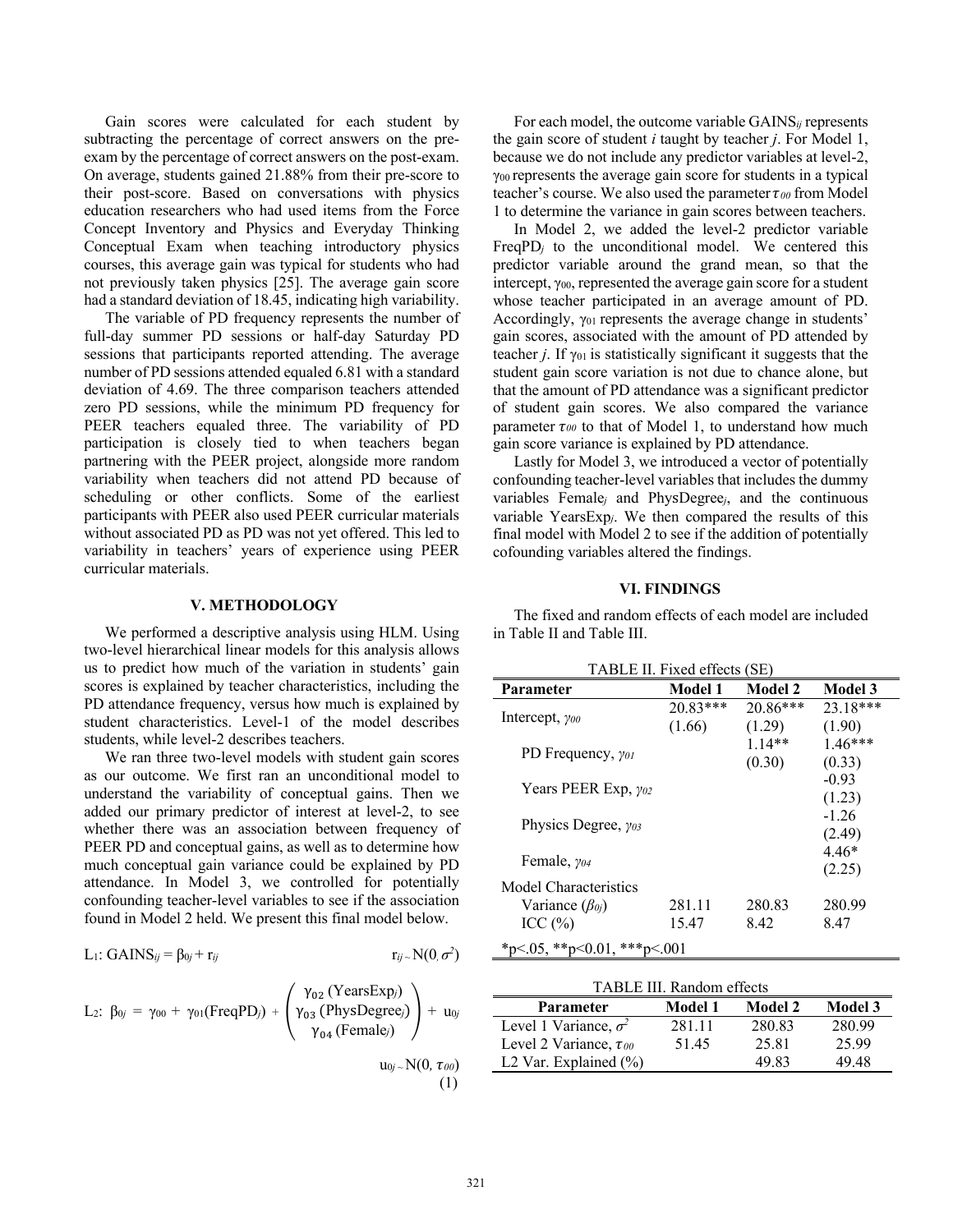Gain scores were calculated for each student by subtracting the percentage of correct answers on the pre-exam by the percentage of correct answers on the post-exam. On average, students gained 21.88% from their pre-score to their post-score. Based on conversations with physics education researchers who had used items from the Force Concept Inventory and Physics and Everyday Thinking Conceptual Exam when teaching introductory physics courses, this average gain was typical for students who had not previously taken physics [25]. The average gain score had a standard deviation of 18.45, indicating high variability.

The variable of PD frequency represents the number of full-day summer PD sessions or half-day Saturday PD sessions that participants reported attending. The average number of PD sessions attended equaled 6.81 with a standard deviation of 4.69. The three comparison teachers attended zero PD sessions, while the minimum PD frequency for PEER teachers equaled three. The variability of PD participation is closely tied to when teachers began partnering with the PEER project, alongside more random variability when teachers did not attend PD because of scheduling or other conflicts. Some of the earliest participants with PEER also used PEER curricular materials without associated PD as PD was not yet offered. This led to variability in teachers' years of experience using PEER curricular materials.

## V. METHODOLOGY

We performed a descriptive analysis using HLM. Using two-level hierarchical linear models for this analysis allows us to predict how much of the variation in students' gain scores is explained by teacher characteristics, including the PD attendance frequency, versus how much is explained by student characteristics. Level-1 of the model describes students, while level-2 describes teachers.

We ran three two-level models with student gain scores as our outcome. We first ran an unconditional model to understand the variability of conceptual gains. Then we added our primary predictor of interest at level-2, to see whether there was an association between frequency of PEER PD and conceptual gains, as well as to determine how much conceptual gain variance could be explained by PD attendance. In Model 3, we controlled for potentially confounding teacher-level variables to see if the association found in Model 2 held. We present this final model below.

$$\text{L}_1\text{: } \text{GAINS}_{ij} = \beta_{0j} + r_{ij} \qquad r_{ij} \sim N(0, \sigma^2)$$

$$\text{L}_2\text{: } \beta_{0j} = \gamma_{00} + \gamma_{01}(\text{FreqPD}_j) + \begin{pmatrix} \gamma_{02}\,(\text{YearsExp}_j) \\ \gamma_{03}\,(\text{PhysDegree}_j) \\ \gamma_{04}\,(\text{Female}_j) \end{pmatrix} + u_{0j}$$

$$u_{0j} \sim N(0, \tau_{00}) \qquad (1)$$

For each model, the outcome variable $\text{GAINS}_{ij}$ represents the gain score of student *i* taught by teacher *j*. For Model 1, because we do not include any predictor variables at level-2, $\gamma_{00}$ represents the average gain score for students in a typical teacher's course. We also used the parameter $\tau_{00}$ from Model 1 to determine the variance in gain scores between teachers.

In Model 2, we added the level-2 predictor variable $\text{FreqPD}_j$ to the unconditional model. We centered this predictor variable around the grand mean, so that the intercept, $\gamma_{00}$, represented the average gain score for a student whose teacher participated in an average amount of PD. Accordingly, $\gamma_{01}$ represents the average change in students' gain scores, associated with the amount of PD attended by teacher *j*. If $\gamma_{01}$ is statistically significant it suggests that the student gain score variation is not due to chance alone, but that the amount of PD attendance was a significant predictor of student gain scores. We also compared the variance parameter $\tau_{00}$ to that of Model 1, to understand how much gain score variance is explained by PD attendance.

Lastly for Model 3, we introduced a vector of potentially confounding teacher-level variables that includes the dummy variables $\text{Female}_j$ and $\text{PhysDegree}_j$, and the continuous variable $\text{YearsExp}_j$. We then compared the results of this final model with Model 2 to see if the addition of potentially cofounding variables altered the findings.

## VI. FINDINGS

The fixed and random effects of each model are included in Table II and Table III.

TABLE II. Fixed effects (SE)

| Parameter | Model 1 | Model 2 | Model 3 |
|---|---|---|---|
| Intercept, $\gamma_{00}$ | 20.83*** (1.66) | 20.86*** (1.29) | 23.18*** (1.90) |
| PD Frequency, $\gamma_{01}$ | | 1.14** (0.30) | 1.46*** (0.33) |
| Years PEER Exp, $\gamma_{02}$ | | | -0.93 (1.23) |
| Physics Degree, $\gamma_{03}$ | | | -1.26 (2.49) |
| Female, $\gamma_{04}$ | | | 4.46* (2.25) |
| Model Characteristics | | | |
| Variance ($\beta_{0j}$) | 281.11 | 280.83 | 280.99 |
| ICC (%) | 15.47 | 8.42 | 8.47 |

*p<.05, **p<0.01, ***p<.001

TABLE III. Random effects

| Parameter | Model 1 | Model 2 | Model 3 |
|---|---|---|---|
| Level 1 Variance, $\sigma^2$ | 281.11 | 280.83 | 280.99 |
| Level 2 Variance, $\tau_{00}$ | 51.45 | 25.81 | 25.99 |
| L2 Var. Explained (%) | | 49.83 | 49.48 |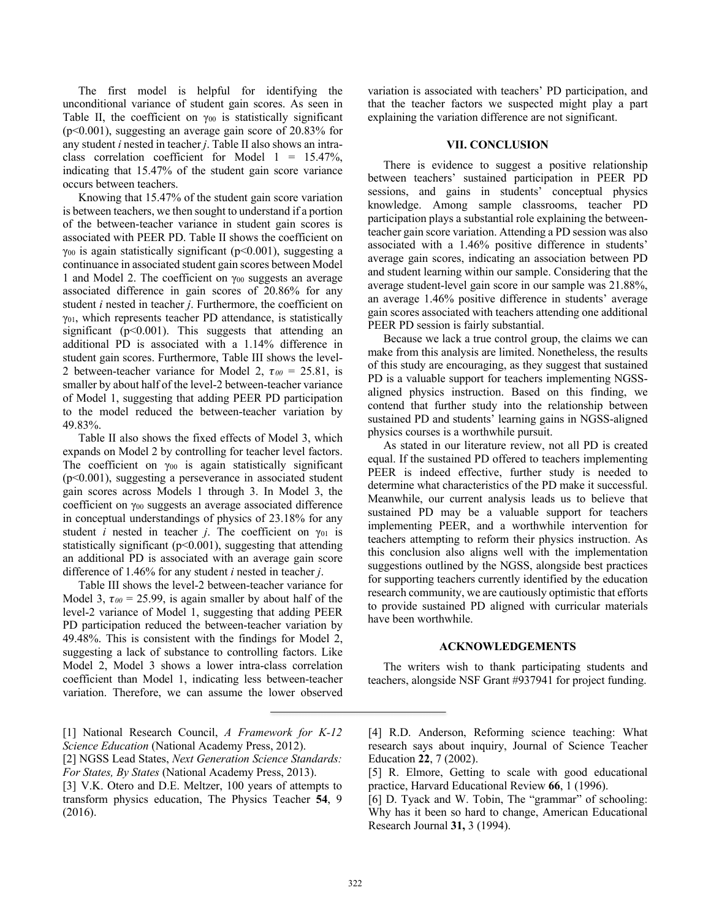The first model is helpful for identifying the unconditional variance of student gain scores. As seen in Table II, the coefficient on $\gamma_{00}$ is statistically significant ($p<0.001$), suggesting an average gain score of 20.83% for any student *i* nested in teacher *j*. Table II also shows an intra-class correlation coefficient for Model 1 = 15.47%, indicating that 15.47% of the student gain score variance occurs between teachers.

Knowing that 15.47% of the student gain score variation is between teachers, we then sought to understand if a portion of the between-teacher variance in student gain scores is associated with PEER PD. Table II shows the coefficient on $\gamma_{00}$ is again statistically significant ($p<0.001$), suggesting a continuance in associated student gain scores between Model 1 and Model 2. The coefficient on $\gamma_{00}$ suggests an average associated difference in gain scores of 20.86% for any student *i* nested in teacher *j*. Furthermore, the coefficient on $\gamma_{01}$, which represents teacher PD attendance, is statistically significant ($p<0.001$). This suggests that attending an additional PD is associated with a 1.14% difference in student gain scores. Furthermore, Table III shows the level-2 between-teacher variance for Model 2, $\tau_{00}$ = 25.81, is smaller by about half of the level-2 between-teacher variance of Model 1, suggesting that adding PEER PD participation to the model reduced the between-teacher variation by 49.83%.

Table II also shows the fixed effects of Model 3, which expands on Model 2 by controlling for teacher level factors. The coefficient on $\gamma_{00}$ is again statistically significant ($p<0.001$), suggesting a perseverance in associated student gain scores across Models 1 through 3. In Model 3, the coefficient on $\gamma_{00}$ suggests an average associated difference in conceptual understandings of physics of 23.18% for any student *i* nested in teacher *j*. The coefficient on $\gamma_{01}$ is statistically significant ($p<0.001$), suggesting that attending an additional PD is associated with an average gain score difference of 1.46% for any student *i* nested in teacher *j*.

Table III shows the level-2 between-teacher variance for Model 3, $\tau_{00}$ = 25.99, is again smaller by about half of the level-2 variance of Model 1, suggesting that adding PEER PD participation reduced the between-teacher variation by 49.48%. This is consistent with the findings for Model 2, suggesting a lack of substance to controlling factors. Like Model 2, Model 3 shows a lower intra-class correlation coefficient than Model 1, indicating less between-teacher variation. Therefore, we can assume the lower observed variation is associated with teachers' PD participation, and that the teacher factors we suspected might play a part explaining the variation difference are not significant.

## VII. CONCLUSION

There is evidence to suggest a positive relationship between teachers' sustained participation in PEER PD sessions, and gains in students' conceptual physics knowledge. Among sample classrooms, teacher PD participation plays a substantial role explaining the between-teacher gain score variation. Attending a PD session was also associated with a 1.46% positive difference in students' average gain scores, indicating an association between PD and student learning within our sample. Considering that the average student-level gain score in our sample was 21.88%, an average 1.46% positive difference in students' average gain scores associated with teachers attending one additional PEER PD session is fairly substantial.

Because we lack a true control group, the claims we can make from this analysis are limited. Nonetheless, the results of this study are encouraging, as they suggest that sustained PD is a valuable support for teachers implementing NGSS-aligned physics instruction. Based on this finding, we contend that further study into the relationship between sustained PD and students' learning gains in NGSS-aligned physics courses is a worthwhile pursuit.

As stated in our literature review, not all PD is created equal. If the sustained PD offered to teachers implementing PEER is indeed effective, further study is needed to determine what characteristics of the PD make it successful. Meanwhile, our current analysis leads us to believe that sustained PD may be a valuable support for teachers implementing PEER, and a worthwhile intervention for teachers attempting to reform their physics instruction. As this conclusion also aligns well with the implementation suggestions outlined by the NGSS, alongside best practices for supporting teachers currently identified by the education research community, we are cautiously optimistic that efforts to provide sustained PD aligned with curricular materials have been worthwhile.

## ACKNOWLEDGEMENTS

The writers wish to thank participating students and teachers, alongside NSF Grant #937941 for project funding.

---

[1] National Research Council, *A Framework for K-12 Science Education* (National Academy Press, 2012).

[2] NGSS Lead States, *Next Generation Science Standards: For States, By States* (National Academy Press, 2013).

[3] V.K. Otero and D.E. Meltzer, 100 years of attempts to transform physics education, The Physics Teacher **54**, 9 (2016).

[4] R.D. Anderson, Reforming science teaching: What research says about inquiry, Journal of Science Teacher Education **22**, 7 (2002).

[5] R. Elmore, Getting to scale with good educational practice, Harvard Educational Review **66**, 1 (1996).

[6] D. Tyack and W. Tobin, The "grammar" of schooling: Why has it been so hard to change, American Educational Research Journal **31,** 3 (1994).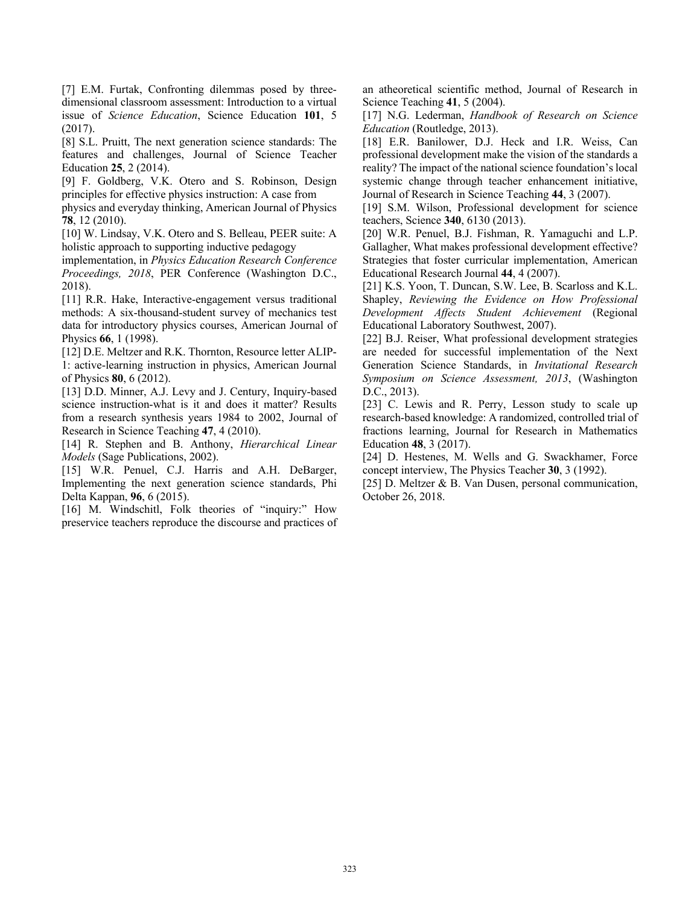[7] E.M. Furtak, Confronting dilemmas posed by three-dimensional classroom assessment: Introduction to a virtual issue of *Science Education*, Science Education **101**, 5 (2017).

[8] S.L. Pruitt, The next generation science standards: The features and challenges, Journal of Science Teacher Education **25**, 2 (2014).

[9] F. Goldberg, V.K. Otero and S. Robinson, Design principles for effective physics instruction: A case from physics and everyday thinking, American Journal of Physics **78**, 12 (2010).

[10] W. Lindsay, V.K. Otero and S. Belleau, PEER suite: A holistic approach to supporting inductive pedagogy implementation, in *Physics Education Research Conference Proceedings, 2018*, PER Conference (Washington D.C., 2018).

[11] R.R. Hake, Interactive-engagement versus traditional methods: A six-thousand-student survey of mechanics test data for introductory physics courses, American Journal of Physics **66**, 1 (1998).

[12] D.E. Meltzer and R.K. Thornton, Resource letter ALIP-1: active-learning instruction in physics, American Journal of Physics **80**, 6 (2012).

[13] D.D. Minner, A.J. Levy and J. Century, Inquiry-based science instruction-what is it and does it matter? Results from a research synthesis years 1984 to 2002, Journal of Research in Science Teaching **47**, 4 (2010).

[14] R. Stephen and B. Anthony, *Hierarchical Linear Models* (Sage Publications, 2002).

[15] W.R. Penuel, C.J. Harris and A.H. DeBarger, Implementing the next generation science standards, Phi Delta Kappan, **96**, 6 (2015).

[16] M. Windschitl, Folk theories of "inquiry:" How preservice teachers reproduce the discourse and practices of an atheoretical scientific method, Journal of Research in Science Teaching **41**, 5 (2004).

[17] N.G. Lederman, *Handbook of Research on Science Education* (Routledge, 2013).

[18] E.R. Banilower, D.J. Heck and I.R. Weiss, Can professional development make the vision of the standards a reality? The impact of the national science foundation's local systemic change through teacher enhancement initiative, Journal of Research in Science Teaching **44**, 3 (2007).

[19] S.M. Wilson, Professional development for science teachers, Science **340**, 6130 (2013).

[20] W.R. Penuel, B.J. Fishman, R. Yamaguchi and L.P. Gallagher, What makes professional development effective? Strategies that foster curricular implementation, American Educational Research Journal **44**, 4 (2007).

[21] K.S. Yoon, T. Duncan, S.W. Lee, B. Scarloss and K.L. Shapley, *Reviewing the Evidence on How Professional Development Affects Student Achievement* (Regional Educational Laboratory Southwest, 2007).

[22] B.J. Reiser, What professional development strategies are needed for successful implementation of the Next Generation Science Standards, in *Invitational Research Symposium on Science Assessment, 2013*, (Washington D.C., 2013).

[23] C. Lewis and R. Perry, Lesson study to scale up research-based knowledge: A randomized, controlled trial of fractions learning, Journal for Research in Mathematics Education **48**, 3 (2017).

[24] D. Hestenes, M. Wells and G. Swackhamer, Force concept interview, The Physics Teacher **30**, 3 (1992).

[25] D. Meltzer & B. Van Dusen, personal communication, October 26, 2018.